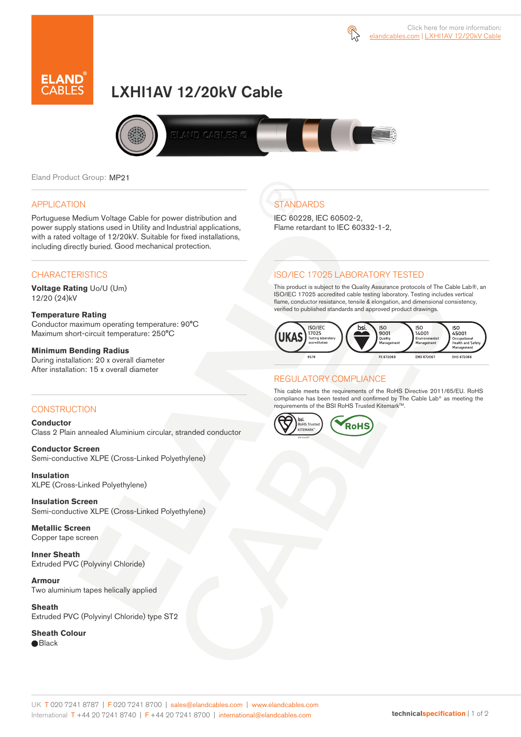Click here for more information: elandcables.com | LXHI1AV 12/20kV Cable

# LXHI1AV 12/20kV Cable

Eland Product Group: MP21

## APPLICATION

Portuguese Medium Voltage Cable for power distribution and power supply stations used in Utility and Industrial applications, with a rated voltage of 12/20kV. Suitable for fixed installations, including directly buried. Good mechanical protection.

## CHARACTERISTICS

**Voltage Rating** Uo/U (Um)
12/20 (24)kV

**Temperature Rating**
Conductor maximum operating temperature: 90°C
Maximum short-circuit temperature: 250°C

**Minimum Bending Radius**
During installation: 20 x overall diameter
After installation: 15 x overall diameter

## CONSTRUCTION

**Conductor**
Class 2 Plain annealed Aluminium circular, stranded conductor

**Conductor Screen**
Semi-conductive XLPE (Cross-Linked Polyethylene)

**Insulation**
XLPE (Cross-Linked Polyethylene)

**Insulation Screen**
Semi-conductive XLPE (Cross-Linked Polyethylene)

**Metallic Screen**
Copper tape screen

**Inner Sheath**
Extruded PVC (Polyvinyl Chloride)

**Armour**
Two aluminium tapes helically applied

**Sheath**
Extruded PVC (Polyvinyl Chloride) type ST2

**Sheath Colour**
● Black

## STANDARDS

IEC 60228, IEC 60502-2,
Flame retardant to IEC 60332-1-2,

## ISO/IEC 17025 LABORATORY TESTED

This product is subject to the Quality Assurance protocols of The Cable Lab®, an ISO/IEC 17025 accredited cable testing laboratory. Testing includes vertical flame, conductor resistance, tensile & elongation, and dimensional consistency, verified to published standards and approved product drawings.

UKAS ISO/IEC 17025 Testing laboratory accreditation 8578 | bsi. ISO 9001 Quality Management FS 672069 | ISO 14001 Environmental Management EMS 672067 | ISO 45001 Occupational Health and Safety Management OHS 672066

## REGULATORY COMPLIANCE

This cable meets the requirements of the RoHS Directive 2011/65/EU. RoHS compliance has been tested and confirmed by The Cable Lab® as meeting the requirements of the BSI RoHS Trusted Kitemark™.

bsi. RoHS Trusted KITEMARK™ | RoHS

UK T 020 7241 8787 | F 020 7241 8700 | sales@elandcables.com | www.elandcables.com
International T +44 20 7241 8740 | F +44 20 7241 8700 | international@elandcables.com

technicalspecification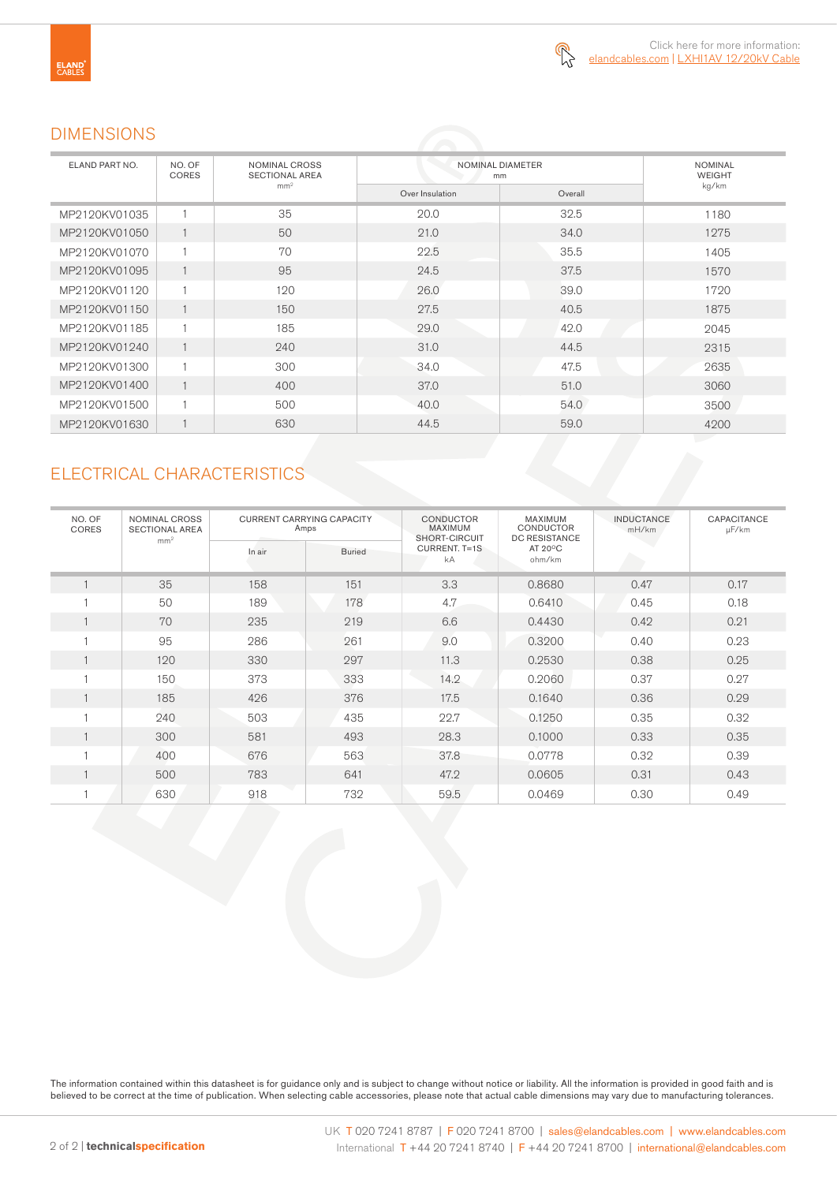Click here for more information: elandcables.com | LXHI1AV 12/20kV Cable

## DIMENSIONS

| ELAND PART NO. | NO. OF CORES | NOMINAL CROSS SECTIONAL AREA mm² | NOMINAL DIAMETER mm | | NOMINAL WEIGHT kg/km |
|---|---|---|---|---|---|
| | | | Over Insulation | Overall | |
| MP2120KV01035 | 1 | 35 | 20.0 | 32.5 | 1180 |
| MP2120KV01050 | 1 | 50 | 21.0 | 34.0 | 1275 |
| MP2120KV01070 | 1 | 70 | 22.5 | 35.5 | 1405 |
| MP2120KV01095 | 1 | 95 | 24.5 | 37.5 | 1570 |
| MP2120KV01120 | 1 | 120 | 26.0 | 39.0 | 1720 |
| MP2120KV01150 | 1 | 150 | 27.5 | 40.5 | 1875 |
| MP2120KV01185 | 1 | 185 | 29.0 | 42.0 | 2045 |
| MP2120KV01240 | 1 | 240 | 31.0 | 44.5 | 2315 |
| MP2120KV01300 | 1 | 300 | 34.0 | 47.5 | 2635 |
| MP2120KV01400 | 1 | 400 | 37.0 | 51.0 | 3060 |
| MP2120KV01500 | 1 | 500 | 40.0 | 54.0 | 3500 |
| MP2120KV01630 | 1 | 630 | 44.5 | 59.0 | 4200 |

## ELECTRICAL CHARACTERISTICS

| NO. OF CORES | NOMINAL CROSS SECTIONAL AREA mm² | CURRENT CARRYING CAPACITY Amps | | CONDUCTOR MAXIMUM SHORT-CIRCUIT CURRENT. T=1S kA | MAXIMUM CONDUCTOR DC RESISTANCE AT 20°C ohm/km | INDUCTANCE mH/km | CAPACITANCE µF/km |
|---|---|---|---|---|---|---|---|
| | | In air | Buried | | | | |
| 1 | 35 | 158 | 151 | 3.3 | 0.8680 | 0.47 | 0.17 |
| 1 | 50 | 189 | 178 | 4.7 | 0.6410 | 0.45 | 0.18 |
| 1 | 70 | 235 | 219 | 6.6 | 0.4430 | 0.42 | 0.21 |
| 1 | 95 | 286 | 261 | 9.0 | 0.3200 | 0.40 | 0.23 |
| 1 | 120 | 330 | 297 | 11.3 | 0.2530 | 0.38 | 0.25 |
| 1 | 150 | 373 | 333 | 14.2 | 0.2060 | 0.37 | 0.27 |
| 1 | 185 | 426 | 376 | 17.5 | 0.1640 | 0.36 | 0.29 |
| 1 | 240 | 503 | 435 | 22.7 | 0.1250 | 0.35 | 0.32 |
| 1 | 300 | 581 | 493 | 28.3 | 0.1000 | 0.33 | 0.35 |
| 1 | 400 | 676 | 563 | 37.8 | 0.0778 | 0.32 | 0.39 |
| 1 | 500 | 783 | 641 | 47.2 | 0.0605 | 0.31 | 0.43 |
| 1 | 630 | 918 | 732 | 59.5 | 0.0469 | 0.30 | 0.49 |

The information contained within this datasheet is for guidance only and is subject to change without notice or liability. All the information is provided in good faith and is believed to be correct at the time of publication. When selecting cable accessories, please note that actual cable dimensions may vary due to manufacturing tolerances.

UK T 020 7241 8787 | F 020 7241 8700 | sales@elandcables.com | www.elandcables.com
International T +44 20 7241 8740 | F +44 20 7241 8700 | international@elandcables.com